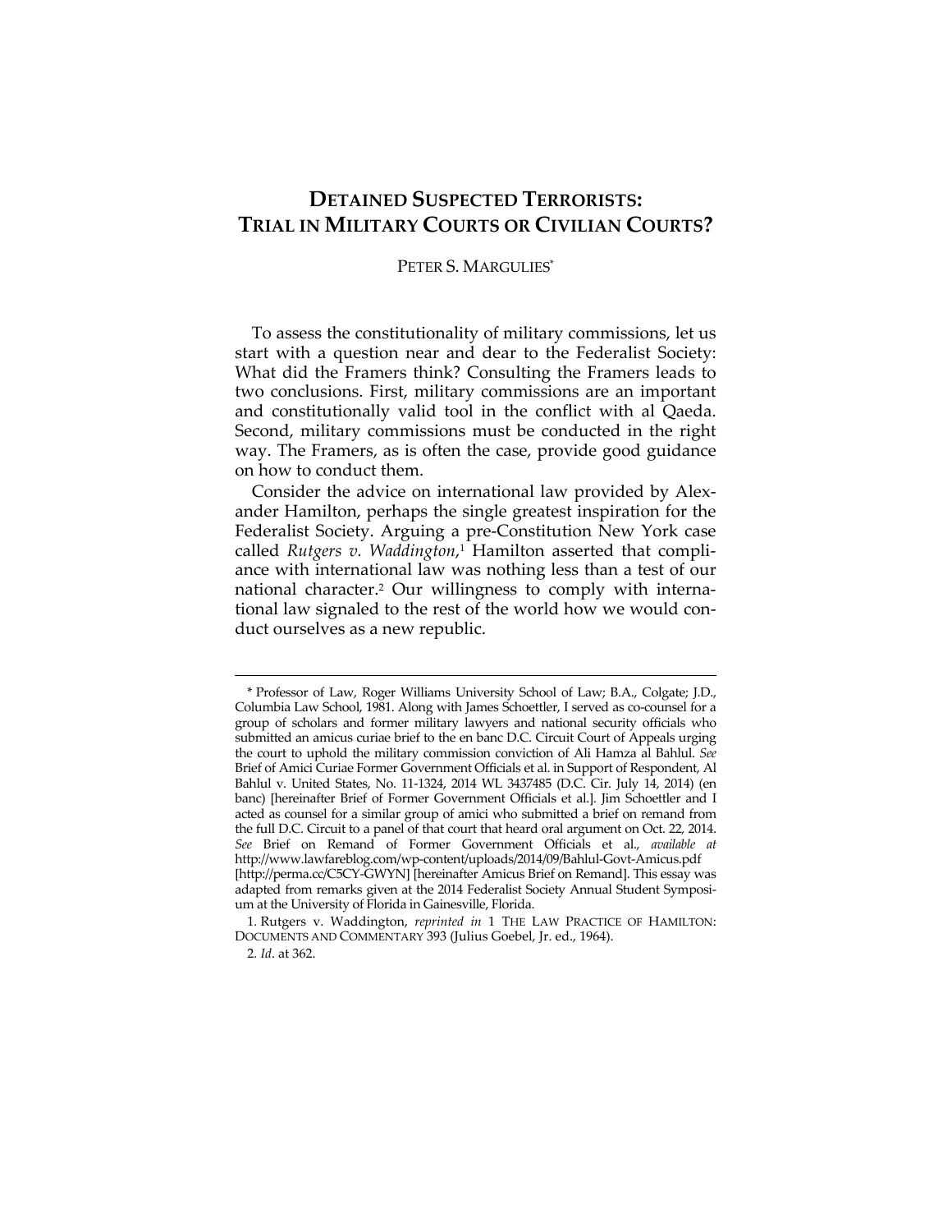# DETAINED SUSPECTED TERRORISTS: TRIAL IN MILITARY COURTS OR CIVILIAN COURTS?

PETER S. MARGULIES*

To assess the constitutionality of military commissions, let us start with a question near and dear to the Federalist Society: What did the Framers think? Consulting the Framers leads to two conclusions. First, military commissions are an important and constitutionally valid tool in the conflict with al Qaeda. Second, military commissions must be conducted in the right way. The Framers, as is often the case, provide good guidance on how to conduct them.

Consider the advice on international law provided by Alexander Hamilton, perhaps the single greatest inspiration for the Federalist Society. Arguing a pre-Constitution New York case called *Rutgers v. Waddington*,[1] Hamilton asserted that compliance with international law was nothing less than a test of our national character.[2] Our willingness to comply with international law signaled to the rest of the world how we would conduct ourselves as a new republic.

---

\* Professor of Law, Roger Williams University School of Law; B.A., Colgate; J.D., Columbia Law School, 1981. Along with James Schoettler, I served as co-counsel for a group of scholars and former military lawyers and national security officials who submitted an amicus curiae brief to the en banc D.C. Circuit Court of Appeals urging the court to uphold the military commission conviction of Ali Hamza al Bahlul. *See* Brief of Amici Curiae Former Government Officials et al. in Support of Respondent, Al Bahlul v. United States, No. 11-1324, 2014 WL 3437485 (D.C. Cir. July 14, 2014) (en banc) [hereinafter Brief of Former Government Officials et al.]. Jim Schoettler and I acted as counsel for a similar group of amici who submitted a brief on remand from the full D.C. Circuit to a panel of that court that heard oral argument on Oct. 22, 2014. *See* Brief on Remand of Former Government Officials et al., *available at* http://www.lawfareblog.com/wp-content/uploads/2014/09/Bahlul-Govt-Amicus.pdf [http://perma.cc/C5CY-GWYN] [hereinafter Amicus Brief on Remand]. This essay was adapted from remarks given at the 2014 Federalist Society Annual Student Symposium at the University of Florida in Gainesville, Florida.

1. Rutgers v. Waddington, *reprinted in* 1 THE LAW PRACTICE OF HAMILTON: DOCUMENTS AND COMMENTARY 393 (Julius Goebel, Jr. ed., 1964).

2. *Id*. at 362.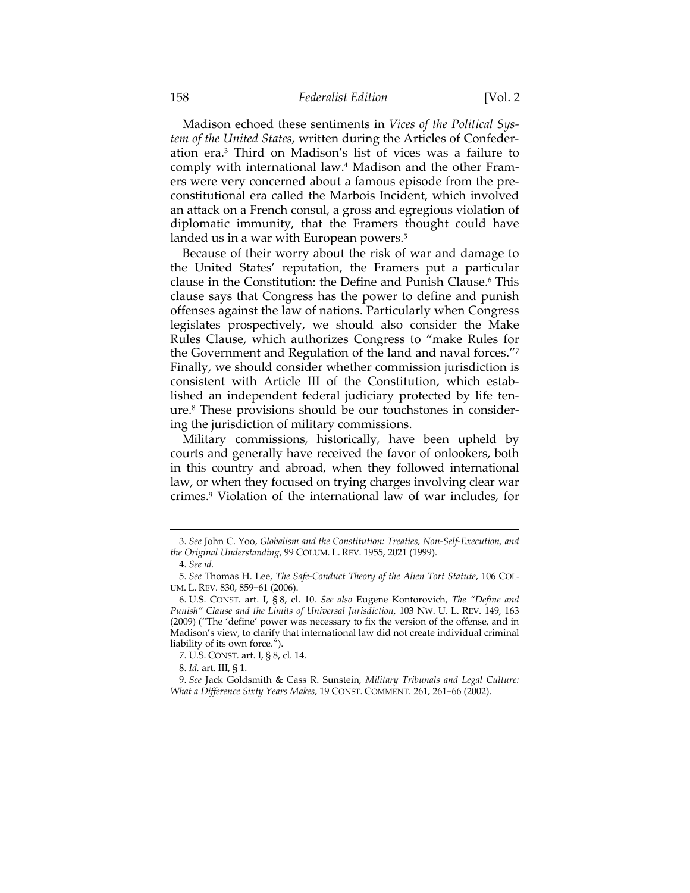Madison echoed these sentiments in *Vices of the Political System of the United States*, written during the Articles of Confederation era.[3] Third on Madison's list of vices was a failure to comply with international law.[4] Madison and the other Framers were very concerned about a famous episode from the pre-constitutional era called the Marbois Incident, which involved an attack on a French consul, a gross and egregious violation of diplomatic immunity, that the Framers thought could have landed us in a war with European powers.[5]

Because of their worry about the risk of war and damage to the United States' reputation, the Framers put a particular clause in the Constitution: the Define and Punish Clause.[6] This clause says that Congress has the power to define and punish offenses against the law of nations. Particularly when Congress legislates prospectively, we should also consider the Make Rules Clause, which authorizes Congress to "make Rules for the Government and Regulation of the land and naval forces."[7] Finally, we should consider whether commission jurisdiction is consistent with Article III of the Constitution, which established an independent federal judiciary protected by life tenure.[8] These provisions should be our touchstones in considering the jurisdiction of military commissions.

Military commissions, historically, have been upheld by courts and generally have received the favor of onlookers, both in this country and abroad, when they followed international law, or when they focused on trying charges involving clear war crimes.[9] Violation of the international law of war includes, for

---

3. *See* John C. Yoo, *Globalism and the Constitution: Treaties, Non-Self-Execution, and the Original Understanding*, 99 COLUM. L. REV. 1955, 2021 (1999).

4. *See id.*

5. *See* Thomas H. Lee, *The Safe-Conduct Theory of the Alien Tort Statute*, 106 COLUM. L. REV. 830, 859–61 (2006).

6. U.S. CONST. art. I, § 8, cl. 10. *See also* Eugene Kontorovich, *The "Define and Punish" Clause and the Limits of Universal Jurisdiction*, 103 NW. U. L. REV. 149, 163 (2009) ("The 'define' power was necessary to fix the version of the offense, and in Madison's view, to clarify that international law did not create individual criminal liability of its own force.").

7. U.S. CONST. art. I, § 8, cl. 14.

8. *Id.* art. III, § 1.

9. *See* Jack Goldsmith & Cass R. Sunstein, *Military Tribunals and Legal Culture: What a Difference Sixty Years Makes*, 19 CONST. COMMENT. 261, 261–66 (2002).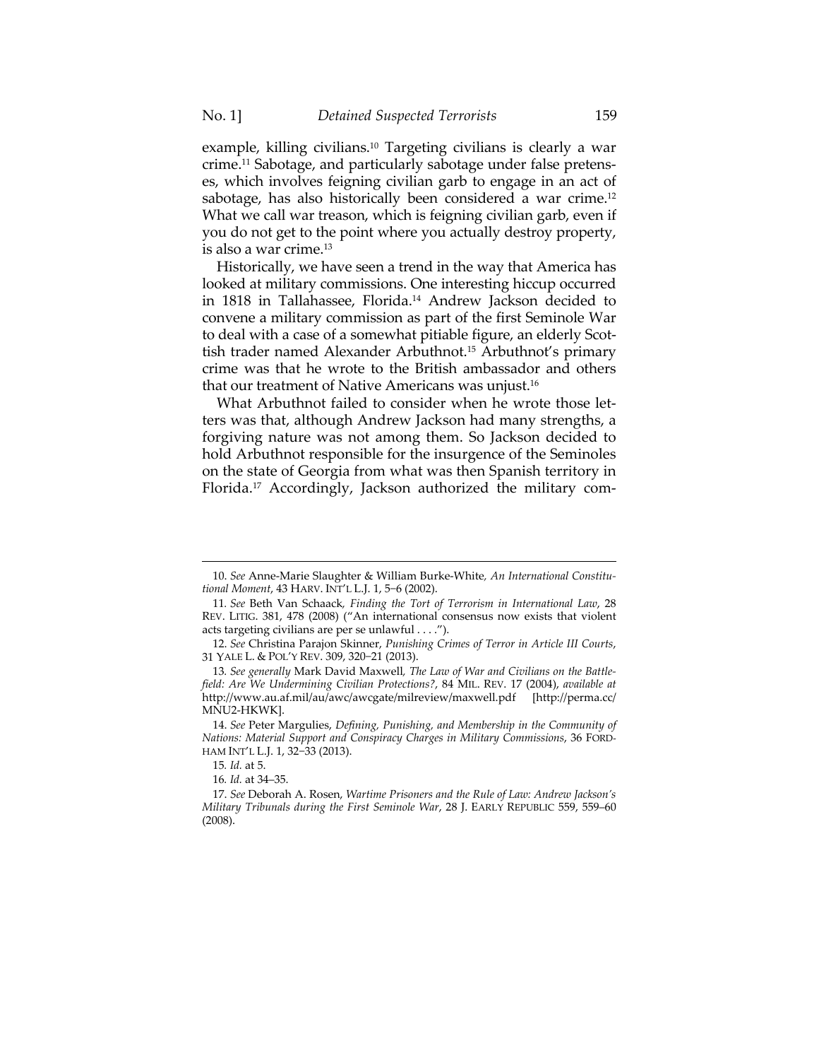example, killing civilians.[10] Targeting civilians is clearly a war crime.[11] Sabotage, and particularly sabotage under false pretenses, which involves feigning civilian garb to engage in an act of sabotage, has also historically been considered a war crime.[12] What we call war treason, which is feigning civilian garb, even if you do not get to the point where you actually destroy property, is also a war crime.[13]

Historically, we have seen a trend in the way that America has looked at military commissions. One interesting hiccup occurred in 1818 in Tallahassee, Florida.[14] Andrew Jackson decided to convene a military commission as part of the first Seminole War to deal with a case of a somewhat pitiable figure, an elderly Scottish trader named Alexander Arbuthnot.[15] Arbuthnot's primary crime was that he wrote to the British ambassador and others that our treatment of Native Americans was unjust.[16]

What Arbuthnot failed to consider when he wrote those letters was that, although Andrew Jackson had many strengths, a forgiving nature was not among them. So Jackson decided to hold Arbuthnot responsible for the insurgence of the Seminoles on the state of Georgia from what was then Spanish territory in Florida.[17] Accordingly, Jackson authorized the military com-

---

10. *See* Anne-Marie Slaughter & William Burke-White, *An International Constitutional Moment*, 43 HARV. INT'L L.J. 1, 5–6 (2002).

11. *See* Beth Van Schaack, *Finding the Tort of Terrorism in International Law*, 28 REV. LITIG. 381, 478 (2008) ("An international consensus now exists that violent acts targeting civilians are per se unlawful . . . .").

12. *See* Christina Parajon Skinner, *Punishing Crimes of Terror in Article III Courts*, 31 YALE L. & POL'Y REV. 309, 320–21 (2013).

13. *See generally* Mark David Maxwell, *The Law of War and Civilians on the Battlefield: Are We Undermining Civilian Protections?*, 84 MIL. REV. 17 (2004), *available at* http://www.au.af.mil/au/awc/awcgate/milreview/maxwell.pdf [http://perma.cc/MNU2-HKWK].

14. *See* Peter Margulies, *Defining, Punishing, and Membership in the Community of Nations: Material Support and Conspiracy Charges in Military Commissions*, 36 FORDHAM INT'L L.J. 1, 32–33 (2013).

15. *Id.* at 5.

16. *Id.* at 34–35.

17. *See* Deborah A. Rosen, *Wartime Prisoners and the Rule of Law: Andrew Jackson's Military Tribunals during the First Seminole War*, 28 J. EARLY REPUBLIC 559, 559–60 (2008).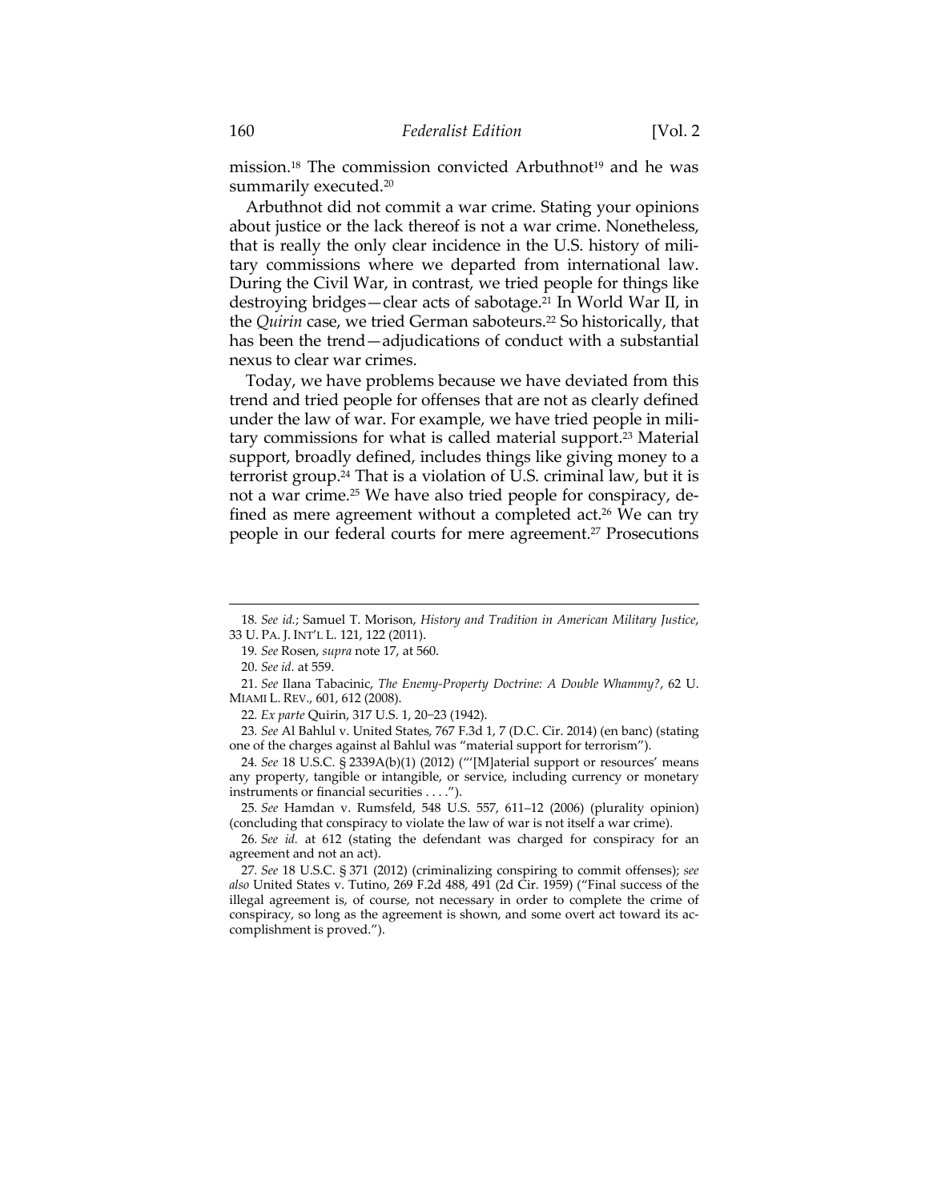mission.[18] The commission convicted Arbuthnot[19] and he was summarily executed.[20]

Arbuthnot did not commit a war crime. Stating your opinions about justice or the lack thereof is not a war crime. Nonetheless, that is really the only clear incidence in the U.S. history of military commissions where we departed from international law. During the Civil War, in contrast, we tried people for things like destroying bridges—clear acts of sabotage.[21] In World War II, in the *Quirin* case, we tried German saboteurs.[22] So historically, that has been the trend—adjudications of conduct with a substantial nexus to clear war crimes.

Today, we have problems because we have deviated from this trend and tried people for offenses that are not as clearly defined under the law of war. For example, we have tried people in military commissions for what is called material support.[23] Material support, broadly defined, includes things like giving money to a terrorist group.[24] That is a violation of U.S. criminal law, but it is not a war crime.[25] We have also tried people for conspiracy, defined as mere agreement without a completed act.[26] We can try people in our federal courts for mere agreement.[27] Prosecutions

---

18. *See id.*; Samuel T. Morison, *History and Tradition in American Military Justice*, 33 U. PA. J. INT'L L. 121, 122 (2011).

19. *See* Rosen, *supra* note 17, at 560.

20. *See id.* at 559.

21. *See* Ilana Tabacinic, *The Enemy-Property Doctrine: A Double Whammy?*, 62 U. MIAMI L. REV., 601, 612 (2008).

22. *Ex parte* Quirin, 317 U.S. 1, 20–23 (1942).

23. *See* Al Bahlul v. United States, 767 F.3d 1, 7 (D.C. Cir. 2014) (en banc) (stating one of the charges against al Bahlul was "material support for terrorism").

24. *See* 18 U.S.C. § 2339A(b)(1) (2012) ("'[M]aterial support or resources' means any property, tangible or intangible, or service, including currency or monetary instruments or financial securities . . . .").

25. *See* Hamdan v. Rumsfeld, 548 U.S. 557, 611–12 (2006) (plurality opinion) (concluding that conspiracy to violate the law of war is not itself a war crime).

26. *See id.* at 612 (stating the defendant was charged for conspiracy for an agreement and not an act).

27. *See* 18 U.S.C. § 371 (2012) (criminalizing conspiring to commit offenses); *see also* United States v. Tutino, 269 F.2d 488, 491 (2d Cir. 1959) ("Final success of the illegal agreement is, of course, not necessary in order to complete the crime of conspiracy, so long as the agreement is shown, and some overt act toward its accomplishment is proved.").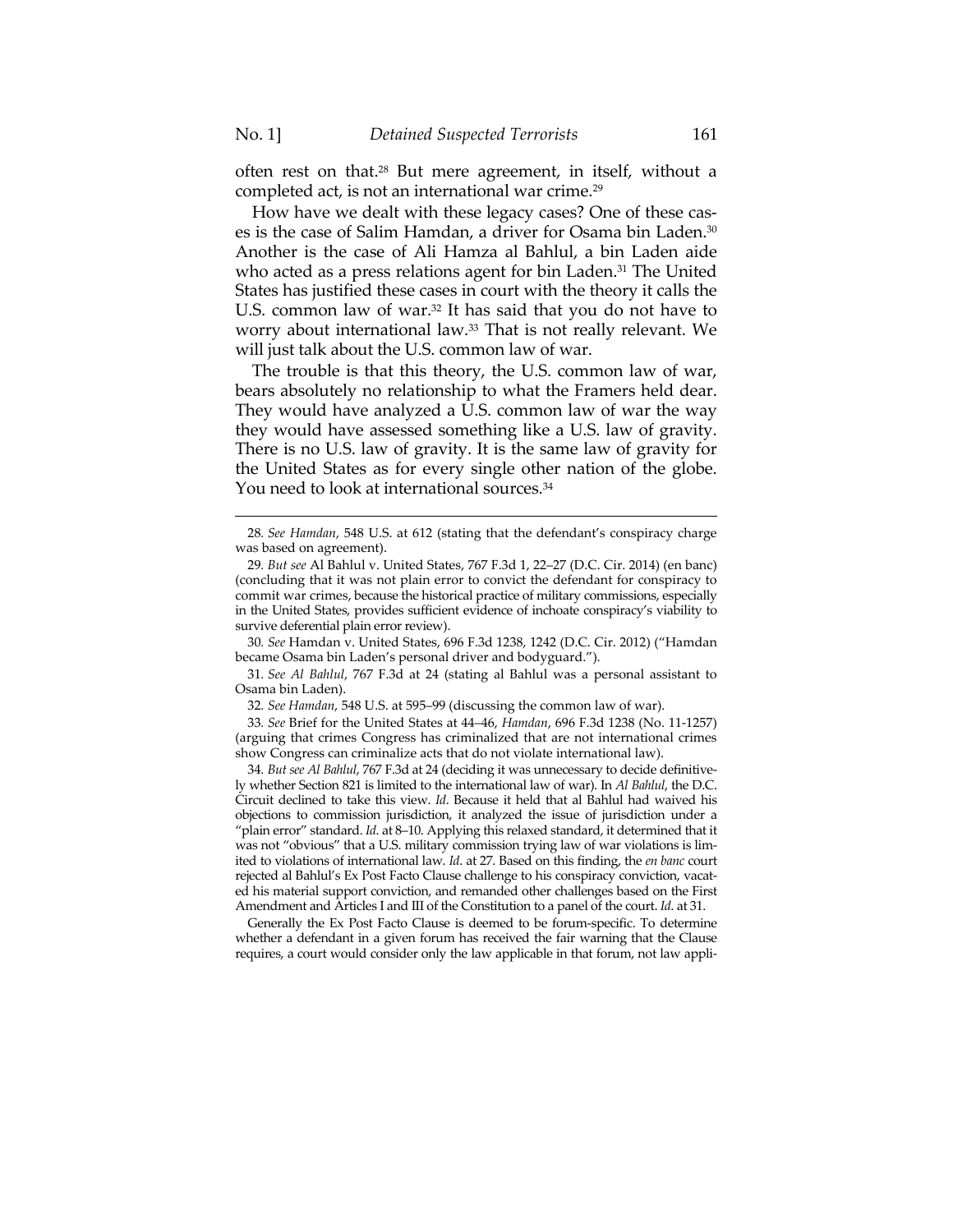often rest on that.[28] But mere agreement, in itself, without a completed act, is not an international war crime.[29]

How have we dealt with these legacy cases? One of these cases is the case of Salim Hamdan, a driver for Osama bin Laden.[30] Another is the case of Ali Hamza al Bahlul, a bin Laden aide who acted as a press relations agent for bin Laden.[31] The United States has justified these cases in court with the theory it calls the U.S. common law of war.[32] It has said that you do not have to worry about international law.[33] That is not really relevant. We will just talk about the U.S. common law of war.

The trouble is that this theory, the U.S. common law of war, bears absolutely no relationship to what the Framers held dear. They would have analyzed a U.S. common law of war the way they would have assessed something like a U.S. law of gravity. There is no U.S. law of gravity. It is the same law of gravity for the United States as for every single other nation of the globe. You need to look at international sources.[34]

---

28. *See Hamdan*, 548 U.S. at 612 (stating that the defendant's conspiracy charge was based on agreement).

29. *But see* Al Bahlul v. United States, 767 F.3d 1, 22–27 (D.C. Cir. 2014) (en banc) (concluding that it was not plain error to convict the defendant for conspiracy to commit war crimes, because the historical practice of military commissions, especially in the United States, provides sufficient evidence of inchoate conspiracy's viability to survive deferential plain error review).

30. *See* Hamdan v. United States, 696 F.3d 1238, 1242 (D.C. Cir. 2012) ("Hamdan became Osama bin Laden's personal driver and bodyguard.").

31. *See Al Bahlul*, 767 F.3d at 24 (stating al Bahlul was a personal assistant to Osama bin Laden).

32. *See Hamdan*, 548 U.S. at 595–99 (discussing the common law of war).

33. *See* Brief for the United States at 44–46, *Hamdan*, 696 F.3d 1238 (No. 11-1257) (arguing that crimes Congress has criminalized that are not international crimes show Congress can criminalize acts that do not violate international law).

34. *But see Al Bahlul*, 767 F.3d at 24 (deciding it was unnecessary to decide definitively whether Section 821 is limited to the international law of war). In *Al Bahlul*, the D.C. Circuit declined to take this view. *Id.* Because it held that al Bahlul had waived his objections to commission jurisdiction, it analyzed the issue of jurisdiction under a "plain error" standard. *Id.* at 8–10. Applying this relaxed standard, it determined that it was not "obvious" that a U.S. military commission trying law of war violations is limited to violations of international law. *Id.* at 27. Based on this finding, the *en banc* court rejected al Bahlul's Ex Post Facto Clause challenge to his conspiracy conviction, vacated his material support conviction, and remanded other challenges based on the First Amendment and Articles I and III of the Constitution to a panel of the court. *Id.* at 31.

Generally the Ex Post Facto Clause is deemed to be forum-specific. To determine whether a defendant in a given forum has received the fair warning that the Clause requires, a court would consider only the law applicable in that forum, not law appli-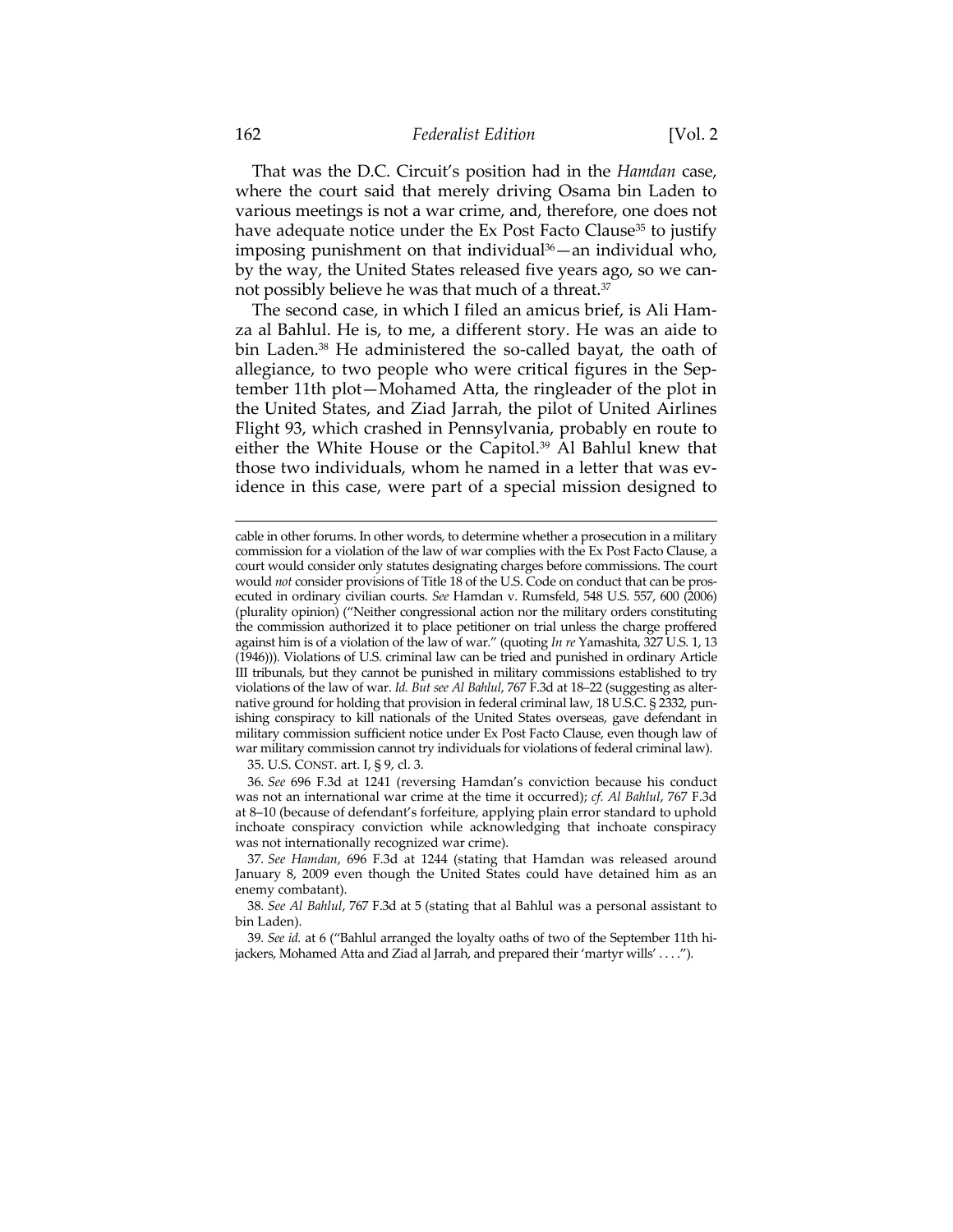That was the D.C. Circuit's position had in the *Hamdan* case, where the court said that merely driving Osama bin Laden to various meetings is not a war crime, and, therefore, one does not have adequate notice under the Ex Post Facto Clause[35] to justify imposing punishment on that individual[36]—an individual who, by the way, the United States released five years ago, so we cannot possibly believe he was that much of a threat.[37]

The second case, in which I filed an amicus brief, is Ali Hamza al Bahlul. He is, to me, a different story. He was an aide to bin Laden.[38] He administered the so-called bayat, the oath of allegiance, to two people who were critical figures in the September 11th plot—Mohamed Atta, the ringleader of the plot in the United States, and Ziad Jarrah, the pilot of United Airlines Flight 93, which crashed in Pennsylvania, probably en route to either the White House or the Capitol.[39] Al Bahlul knew that those two individuals, whom he named in a letter that was evidence in this case, were part of a special mission designed to

---

cable in other forums. In other words, to determine whether a prosecution in a military commission for a violation of the law of war complies with the Ex Post Facto Clause, a court would consider only statutes designating charges before commissions. The court would *not* consider provisions of Title 18 of the U.S. Code on conduct that can be prosecuted in ordinary civilian courts. *See* Hamdan v. Rumsfeld, 548 U.S. 557, 600 (2006) (plurality opinion) ("Neither congressional action nor the military orders constituting the commission authorized it to place petitioner on trial unless the charge proffered against him is of a violation of the law of war." (quoting *In re* Yamashita, 327 U.S. 1, 13 (1946))). Violations of U.S. criminal law can be tried and punished in ordinary Article III tribunals, but they cannot be punished in military commissions established to try violations of the law of war. *Id. But see Al Bahlul*, 767 F.3d at 18–22 (suggesting as alternative ground for holding that provision in federal criminal law, 18 U.S.C. § 2332, punishing conspiracy to kill nationals of the United States overseas, gave defendant in military commission sufficient notice under Ex Post Facto Clause, even though law of war military commission cannot try individuals for violations of federal criminal law).

35. U.S. CONST. art. I, § 9, cl. 3.

36. *See* 696 F.3d at 1241 (reversing Hamdan's conviction because his conduct was not an international war crime at the time it occurred); *cf. Al Bahlul*, 767 F.3d at 8–10 (because of defendant's forfeiture, applying plain error standard to uphold inchoate conspiracy conviction while acknowledging that inchoate conspiracy was not internationally recognized war crime).

37. *See Hamdan*, 696 F.3d at 1244 (stating that Hamdan was released around January 8, 2009 even though the United States could have detained him as an enemy combatant).

38. *See Al Bahlul*, 767 F.3d at 5 (stating that al Bahlul was a personal assistant to bin Laden).

39. *See id.* at 6 ("Bahlul arranged the loyalty oaths of two of the September 11th hijackers, Mohamed Atta and Ziad al Jarrah, and prepared their 'martyr wills' . . . .").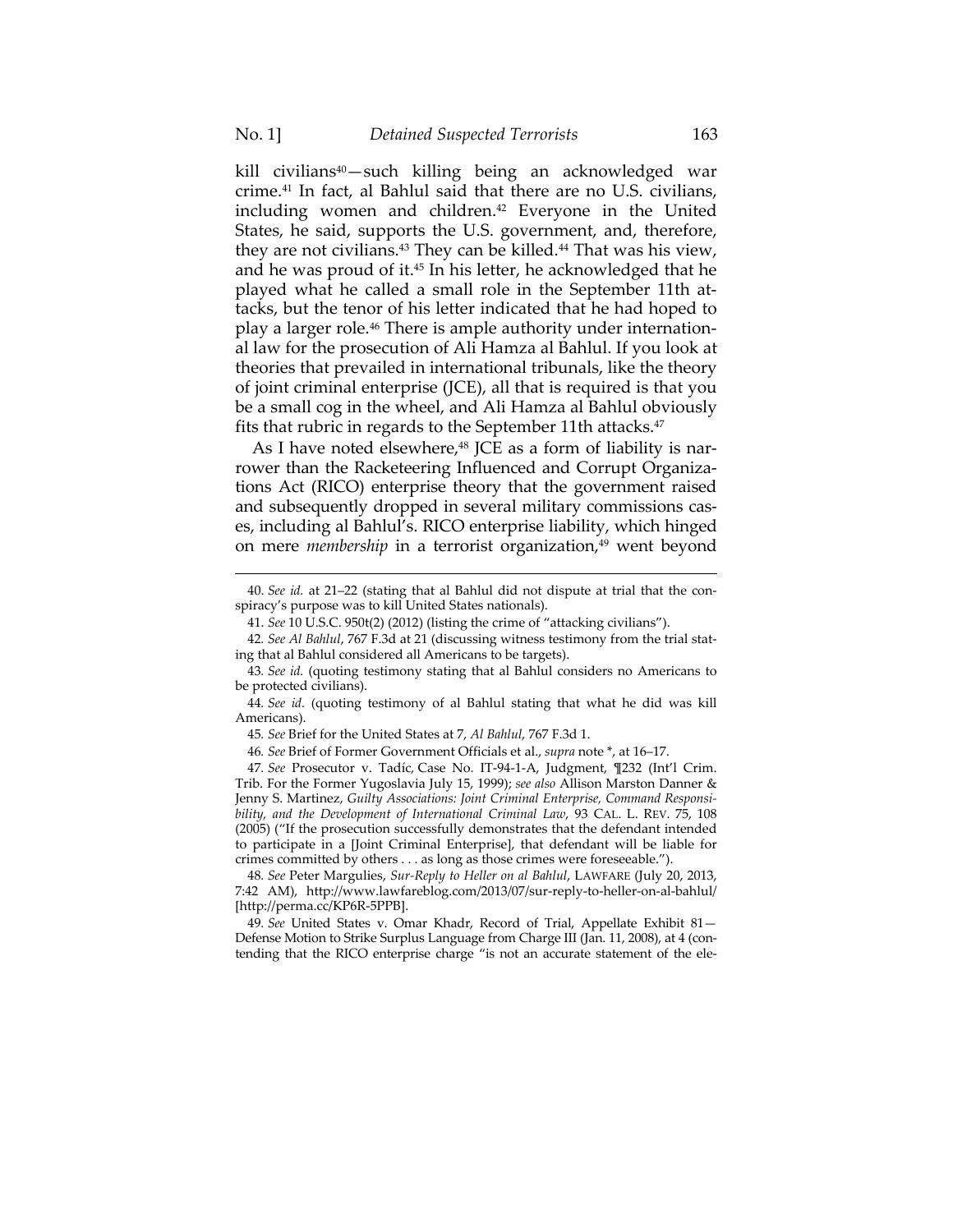kill civilians[40]—such killing being an acknowledged war crime.[41] In fact, al Bahlul said that there are no U.S. civilians, including women and children.[42] Everyone in the United States, he said, supports the U.S. government, and, therefore, they are not civilians.[43] They can be killed.[44] That was his view, and he was proud of it.[45] In his letter, he acknowledged that he played what he called a small role in the September 11th attacks, but the tenor of his letter indicated that he had hoped to play a larger role.[46] There is ample authority under international law for the prosecution of Ali Hamza al Bahlul. If you look at theories that prevailed in international tribunals, like the theory of joint criminal enterprise (JCE), all that is required is that you be a small cog in the wheel, and Ali Hamza al Bahlul obviously fits that rubric in regards to the September 11th attacks.[47]

As I have noted elsewhere,[48] JCE as a form of liability is narrower than the Racketeering Influenced and Corrupt Organizations Act (RICO) enterprise theory that the government raised and subsequently dropped in several military commissions cases, including al Bahlul's. RICO enterprise liability, which hinged on mere *membership* in a terrorist organization,[49] went beyond

---

40. *See id.* at 21–22 (stating that al Bahlul did not dispute at trial that the conspiracy's purpose was to kill United States nationals).

41. *See* 10 U.S.C. 950t(2) (2012) (listing the crime of "attacking civilians").

42. *See Al Bahlul*, 767 F.3d at 21 (discussing witness testimony from the trial stating that al Bahlul considered all Americans to be targets).

43. *See id.* (quoting testimony stating that al Bahlul considers no Americans to be protected civilians).

44. *See id.* (quoting testimony of al Bahlul stating that what he did was kill Americans).

45. *See* Brief for the United States at 7, *Al Bahlul*, 767 F.3d 1.

46. *See* Brief of Former Government Officials et al., *supra* note *, at 16–17.

47. *See* Prosecutor v. Tadíc, Case No. IT-94-1-A, Judgment, ¶232 (Int'l Crim. Trib. For the Former Yugoslavia July 15, 1999); *see also* Allison Marston Danner & Jenny S. Martinez, *Guilty Associations: Joint Criminal Enterprise, Command Responsibility, and the Development of International Criminal Law*, 93 CAL. L. REV. 75, 108 (2005) ("If the prosecution successfully demonstrates that the defendant intended to participate in a [Joint Criminal Enterprise], that defendant will be liable for crimes committed by others . . . as long as those crimes were foreseeable.").

48. *See* Peter Margulies, *Sur-Reply to Heller on al Bahlul*, LAWFARE (July 20, 2013, 7:42 AM), http://www.lawfareblog.com/2013/07/sur-reply-to-heller-on-al-bahlul/ [http://perma.cc/KP6R-5PPB].

49. *See* United States v. Omar Khadr, Record of Trial, Appellate Exhibit 81—Defense Motion to Strike Surplus Language from Charge III (Jan. 11, 2008), at 4 (contending that the RICO enterprise charge "is not an accurate statement of the ele-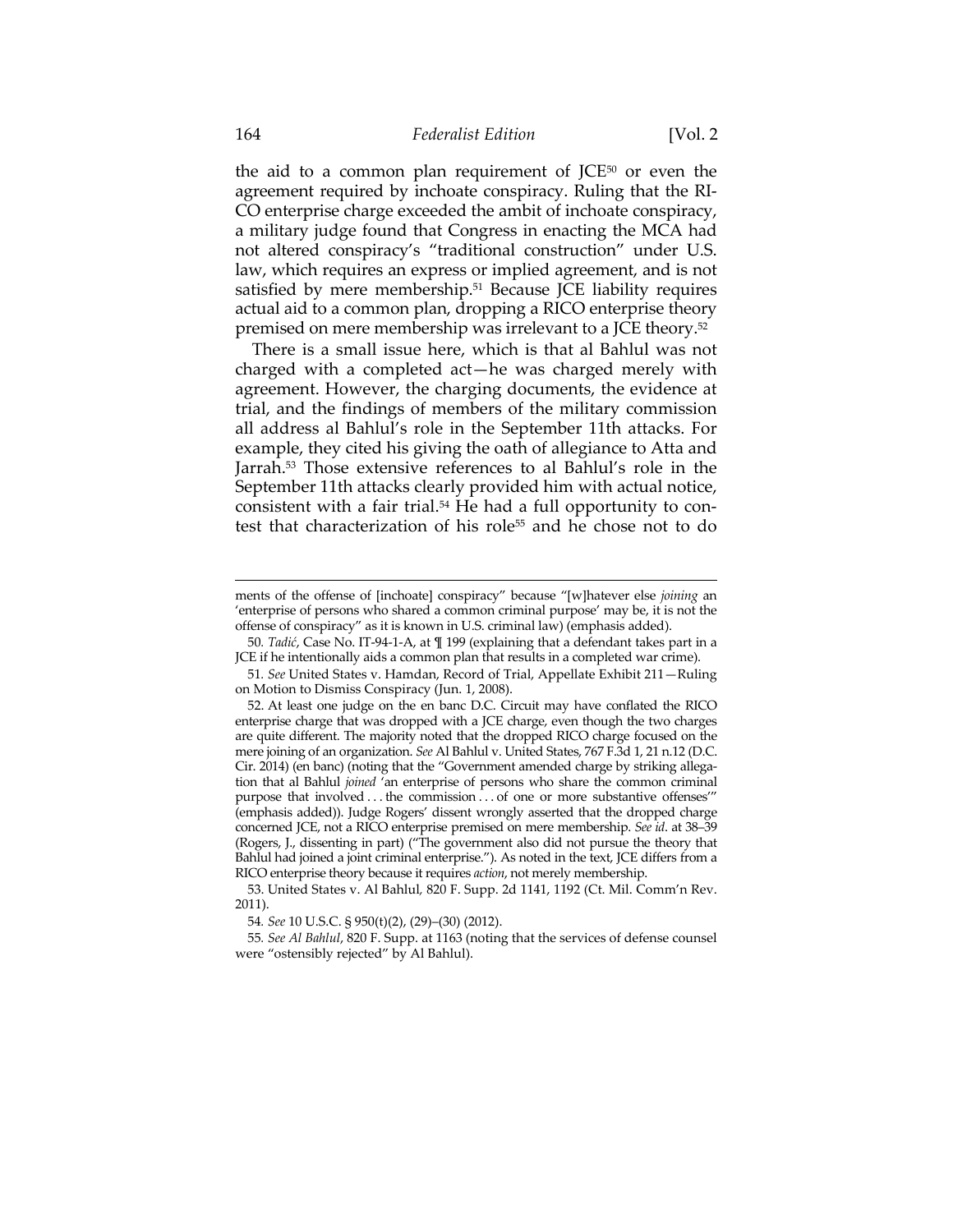the aid to a common plan requirement of JCE[50] or even the agreement required by inchoate conspiracy. Ruling that the RICO enterprise charge exceeded the ambit of inchoate conspiracy, a military judge found that Congress in enacting the MCA had not altered conspiracy's "traditional construction" under U.S. law, which requires an express or implied agreement, and is not satisfied by mere membership.[51] Because JCE liability requires actual aid to a common plan, dropping a RICO enterprise theory premised on mere membership was irrelevant to a JCE theory.[52]

There is a small issue here, which is that al Bahlul was not charged with a completed act—he was charged merely with agreement. However, the charging documents, the evidence at trial, and the findings of members of the military commission all address al Bahlul's role in the September 11th attacks. For example, they cited his giving the oath of allegiance to Atta and Jarrah.[53] Those extensive references to al Bahlul's role in the September 11th attacks clearly provided him with actual notice, consistent with a fair trial.[54] He had a full opportunity to contest that characterization of his role[55] and he chose not to do

---

ments of the offense of [inchoate] conspiracy" because "[w]hatever else *joining* an 'enterprise of persons who shared a common criminal purpose' may be, it is not the offense of conspiracy" as it is known in U.S. criminal law) (emphasis added).

50. *Tadić*, Case No. IT-94-1-A, at ¶ 199 (explaining that a defendant takes part in a JCE if he intentionally aids a common plan that results in a completed war crime).

51. *See* United States v. Hamdan, Record of Trial, Appellate Exhibit 211—Ruling on Motion to Dismiss Conspiracy (Jun. 1, 2008).

52. At least one judge on the en banc D.C. Circuit may have conflated the RICO enterprise charge that was dropped with a JCE charge, even though the two charges are quite different. The majority noted that the dropped RICO charge focused on the mere joining of an organization. *See* Al Bahlul v. United States, 767 F.3d 1, 21 n.12 (D.C. Cir. 2014) (en banc) (noting that the "Government amended charge by striking allegation that al Bahlul *joined* 'an enterprise of persons who share the common criminal purpose that involved . . . the commission . . . of one or more substantive offenses'" (emphasis added)). Judge Rogers' dissent wrongly asserted that the dropped charge concerned JCE, not a RICO enterprise premised on mere membership. *See id*. at 38–39 (Rogers, J., dissenting in part) ("The government also did not pursue the theory that Bahlul had joined a joint criminal enterprise."). As noted in the text, JCE differs from a RICO enterprise theory because it requires *action*, not merely membership.

53. United States v. Al Bahlul*,* 820 F. Supp. 2d 1141, 1192 (Ct. Mil. Comm'n Rev. 2011).

54. *See* 10 U.S.C. § 950(t)(2), (29)–(30) (2012).

55. *See Al Bahlul*, 820 F. Supp. at 1163 (noting that the services of defense counsel were "ostensibly rejected" by Al Bahlul).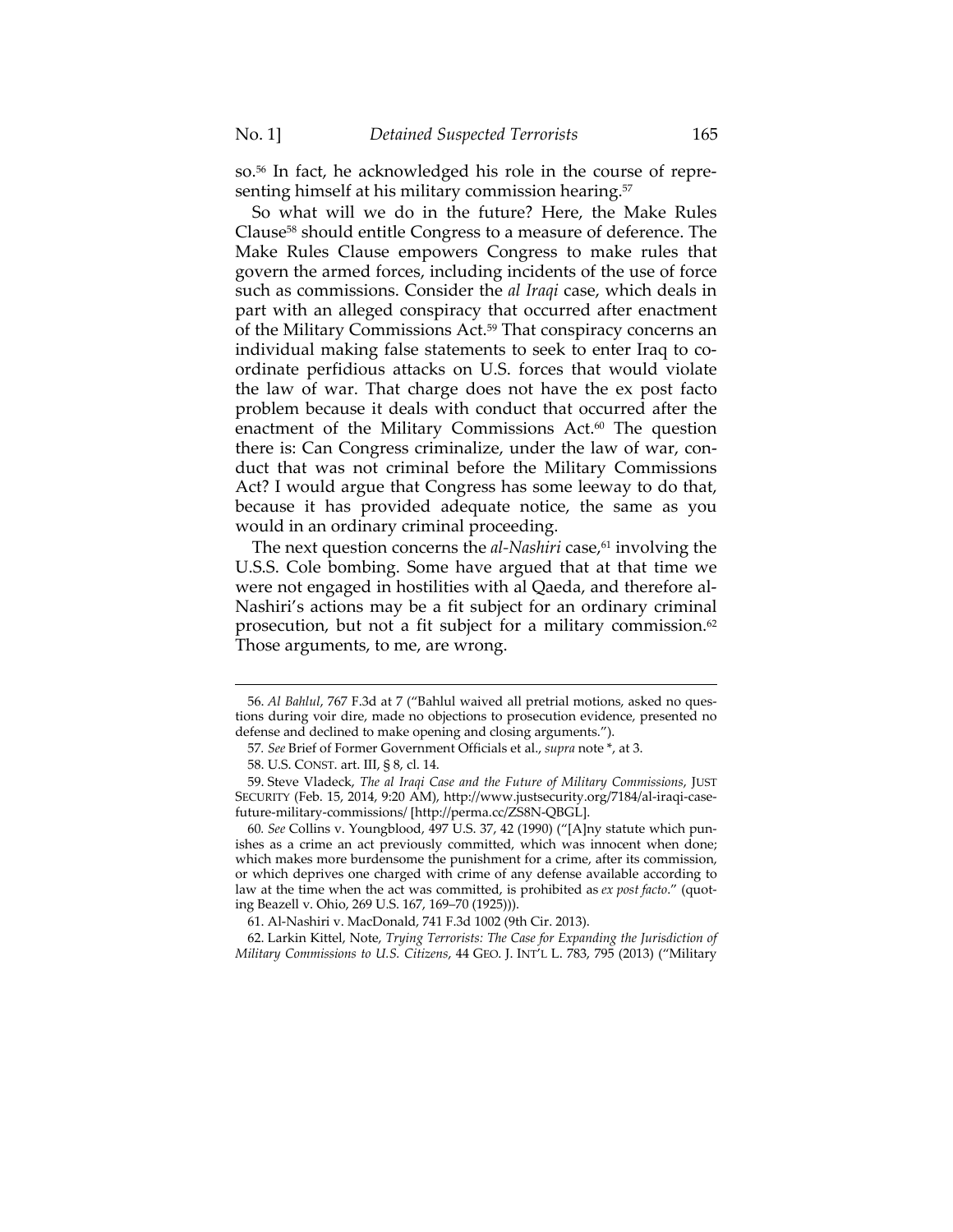so.[56] In fact, he acknowledged his role in the course of representing himself at his military commission hearing.[57]

So what will we do in the future? Here, the Make Rules Clause[58] should entitle Congress to a measure of deference. The Make Rules Clause empowers Congress to make rules that govern the armed forces, including incidents of the use of force such as commissions. Consider the *al Iraqi* case, which deals in part with an alleged conspiracy that occurred after enactment of the Military Commissions Act.[59] That conspiracy concerns an individual making false statements to seek to enter Iraq to coordinate perfidious attacks on U.S. forces that would violate the law of war. That charge does not have the ex post facto problem because it deals with conduct that occurred after the enactment of the Military Commissions Act.[60] The question there is: Can Congress criminalize, under the law of war, conduct that was not criminal before the Military Commissions Act? I would argue that Congress has some leeway to do that, because it has provided adequate notice, the same as you would in an ordinary criminal proceeding.

The next question concerns the *al-Nashiri* case,[61] involving the U.S.S. Cole bombing. Some have argued that at that time we were not engaged in hostilities with al Qaeda, and therefore al-Nashiri's actions may be a fit subject for an ordinary criminal prosecution, but not a fit subject for a military commission.[62] Those arguments, to me, are wrong.

---

56. *Al Bahlul*, 767 F.3d at 7 ("Bahlul waived all pretrial motions, asked no questions during voir dire, made no objections to prosecution evidence, presented no defense and declined to make opening and closing arguments.").

57. *See* Brief of Former Government Officials et al., *supra* note *, at 3.

58. U.S. CONST. art. III, § 8, cl. 14.

59. Steve Vladeck, *The al Iraqi Case and the Future of Military Commissions*, JUST SECURITY (Feb. 15, 2014, 9:20 AM), http://www.justsecurity.org/7184/al-iraqi-case-future-military-commissions/ [http://perma.cc/ZS8N-QBGL].

60. *See* Collins v. Youngblood, 497 U.S. 37, 42 (1990) ("[A]ny statute which punishes as a crime an act previously committed, which was innocent when done; which makes more burdensome the punishment for a crime, after its commission, or which deprives one charged with crime of any defense available according to law at the time when the act was committed, is prohibited as *ex post facto*." (quoting Beazell v. Ohio, 269 U.S. 167, 169–70 (1925))).

61. Al-Nashiri v. MacDonald, 741 F.3d 1002 (9th Cir. 2013).

62. Larkin Kittel, Note, *Trying Terrorists: The Case for Expanding the Jurisdiction of Military Commissions to U.S. Citizens*, 44 GEO. J. INT'L L. 783, 795 (2013) ("Military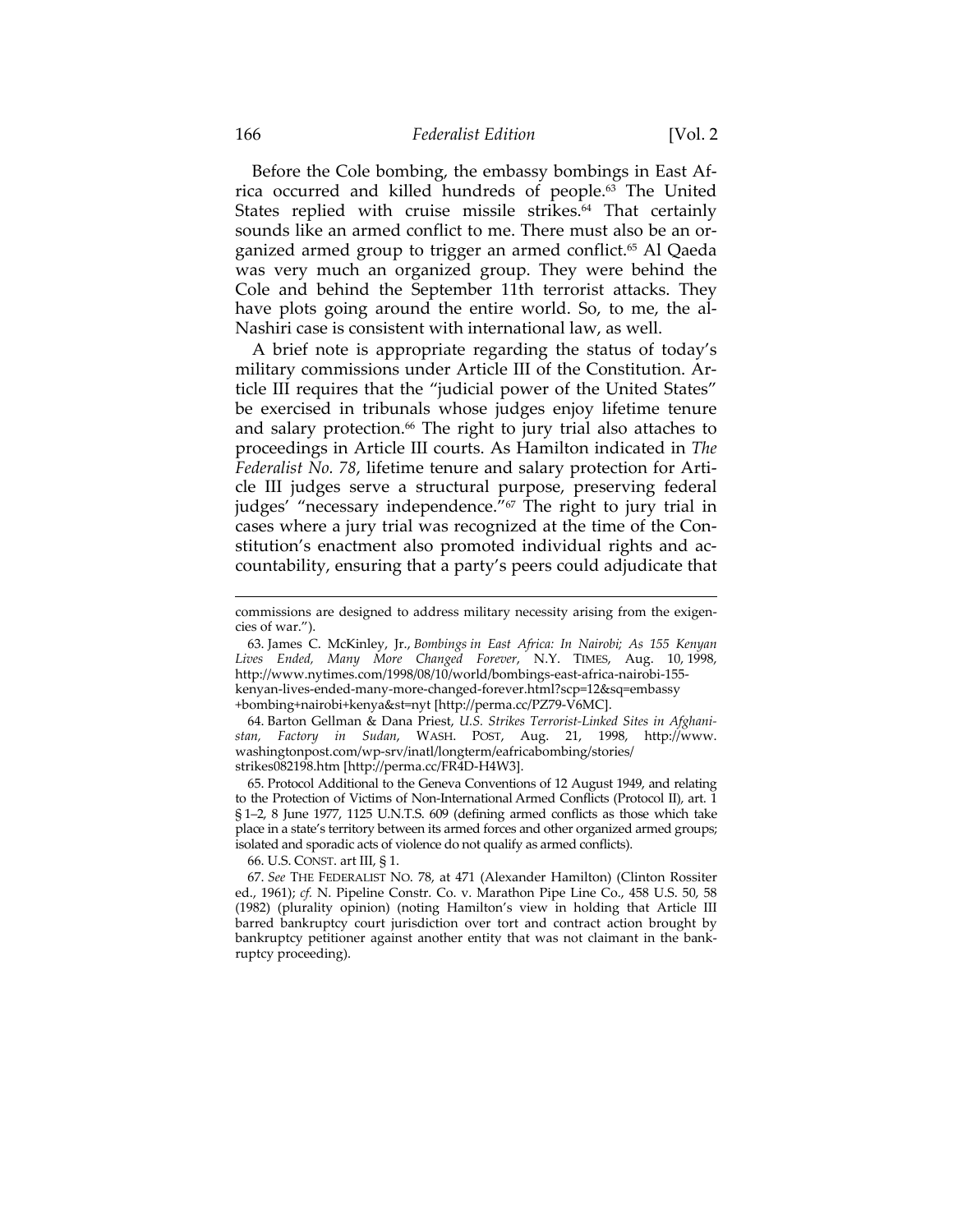Before the Cole bombing, the embassy bombings in East Africa occurred and killed hundreds of people.[63] The United States replied with cruise missile strikes.[64] That certainly sounds like an armed conflict to me. There must also be an organized armed group to trigger an armed conflict.[65] Al Qaeda was very much an organized group. They were behind the Cole and behind the September 11th terrorist attacks. They have plots going around the entire world. So, to me, the al-Nashiri case is consistent with international law, as well.

A brief note is appropriate regarding the status of today's military commissions under Article III of the Constitution. Article III requires that the "judicial power of the United States" be exercised in tribunals whose judges enjoy lifetime tenure and salary protection.[66] The right to jury trial also attaches to proceedings in Article III courts. As Hamilton indicated in *The Federalist No. 78*, lifetime tenure and salary protection for Article III judges serve a structural purpose, preserving federal judges' "necessary independence."[67] The right to jury trial in cases where a jury trial was recognized at the time of the Constitution's enactment also promoted individual rights and accountability, ensuring that a party's peers could adjudicate that

---

commissions are designed to address military necessity arising from the exigencies of war.").

63. James C. McKinley, Jr., *Bombings in East Africa: In Nairobi; As 155 Kenyan Lives Ended, Many More Changed Forever*, N.Y. TIMES, Aug. 10, 1998, http://www.nytimes.com/1998/08/10/world/bombings-east-africa-nairobi-155-kenyan-lives-ended-many-more-changed-forever.html?scp=12&sq=embassy+bombing+nairobi+kenya&st=nyt [http://perma.cc/PZ79-V6MC].

64. Barton Gellman & Dana Priest, *U.S. Strikes Terrorist-Linked Sites in Afghanistan, Factory in Sudan*, WASH. POST, Aug. 21, 1998, http://www.washingtonpost.com/wp-srv/inatl/longterm/eafricabombing/stories/strikes082198.htm [http://perma.cc/FR4D-H4W3].

65. Protocol Additional to the Geneva Conventions of 12 August 1949, and relating to the Protection of Victims of Non-International Armed Conflicts (Protocol II), art. 1 § 1–2, 8 June 1977, 1125 U.N.T.S. 609 (defining armed conflicts as those which take place in a state's territory between its armed forces and other organized armed groups; isolated and sporadic acts of violence do not qualify as armed conflicts).

66. U.S. CONST. art III, § 1.

67. *See* THE FEDERALIST NO. 78, at 471 (Alexander Hamilton) (Clinton Rossiter ed., 1961); *cf.* N. Pipeline Constr. Co. v. Marathon Pipe Line Co., 458 U.S. 50, 58 (1982) (plurality opinion) (noting Hamilton's view in holding that Article III barred bankruptcy court jurisdiction over tort and contract action brought by bankruptcy petitioner against another entity that was not claimant in the bankruptcy proceeding).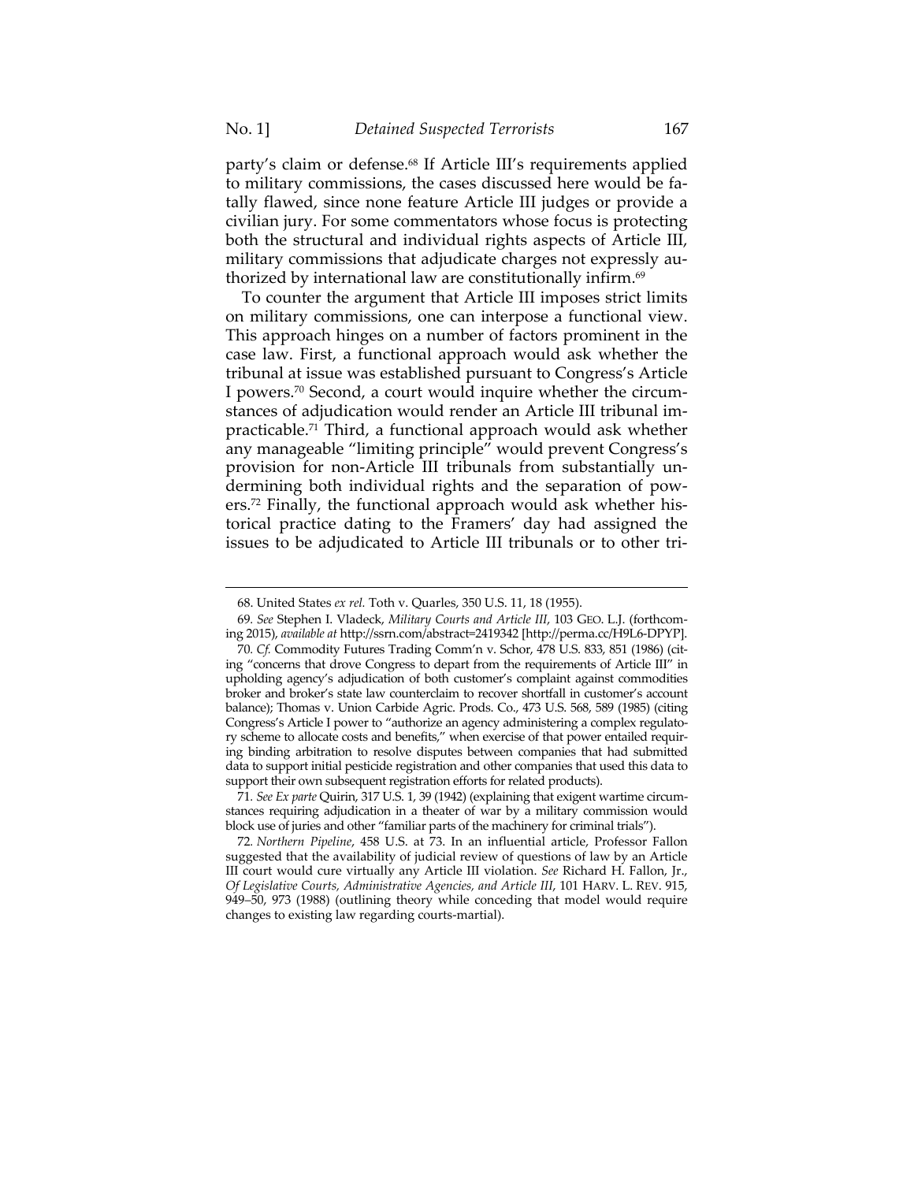party's claim or defense.[68] If Article III's requirements applied to military commissions, the cases discussed here would be fatally flawed, since none feature Article III judges or provide a civilian jury. For some commentators whose focus is protecting both the structural and individual rights aspects of Article III, military commissions that adjudicate charges not expressly authorized by international law are constitutionally infirm.[69]

To counter the argument that Article III imposes strict limits on military commissions, one can interpose a functional view. This approach hinges on a number of factors prominent in the case law. First, a functional approach would ask whether the tribunal at issue was established pursuant to Congress's Article I powers.[70] Second, a court would inquire whether the circumstances of adjudication would render an Article III tribunal impracticable.[71] Third, a functional approach would ask whether any manageable "limiting principle" would prevent Congress's provision for non-Article III tribunals from substantially undermining both individual rights and the separation of powers.[72] Finally, the functional approach would ask whether historical practice dating to the Framers' day had assigned the issues to be adjudicated to Article III tribunals or to other tri-

---

68. United States *ex rel.* Toth v. Quarles, 350 U.S. 11, 18 (1955).

69. *See* Stephen I. Vladeck, *Military Courts and Article III*, 103 GEO. L.J. (forthcoming 2015), *available at* http://ssrn.com/abstract=2419342 [http://perma.cc/H9L6-DPYP].

70. *Cf.* Commodity Futures Trading Comm'n v. Schor, 478 U.S. 833, 851 (1986) (citing "concerns that drove Congress to depart from the requirements of Article III" in upholding agency's adjudication of both customer's complaint against commodities broker and broker's state law counterclaim to recover shortfall in customer's account balance); Thomas v. Union Carbide Agric. Prods. Co., 473 U.S. 568, 589 (1985) (citing Congress's Article I power to "authorize an agency administering a complex regulatory scheme to allocate costs and benefits," when exercise of that power entailed requiring binding arbitration to resolve disputes between companies that had submitted data to support initial pesticide registration and other companies that used this data to support their own subsequent registration efforts for related products).

71. *See Ex parte* Quirin, 317 U.S. 1, 39 (1942) (explaining that exigent wartime circumstances requiring adjudication in a theater of war by a military commission would block use of juries and other "familiar parts of the machinery for criminal trials").

72. *Northern Pipeline*, 458 U.S. at 73. In an influential article, Professor Fallon suggested that the availability of judicial review of questions of law by an Article III court would cure virtually any Article III violation. *See* Richard H. Fallon, Jr., *Of Legislative Courts, Administrative Agencies, and Article III*, 101 HARV. L. REV. 915, 949–50, 973 (1988) (outlining theory while conceding that model would require changes to existing law regarding courts-martial).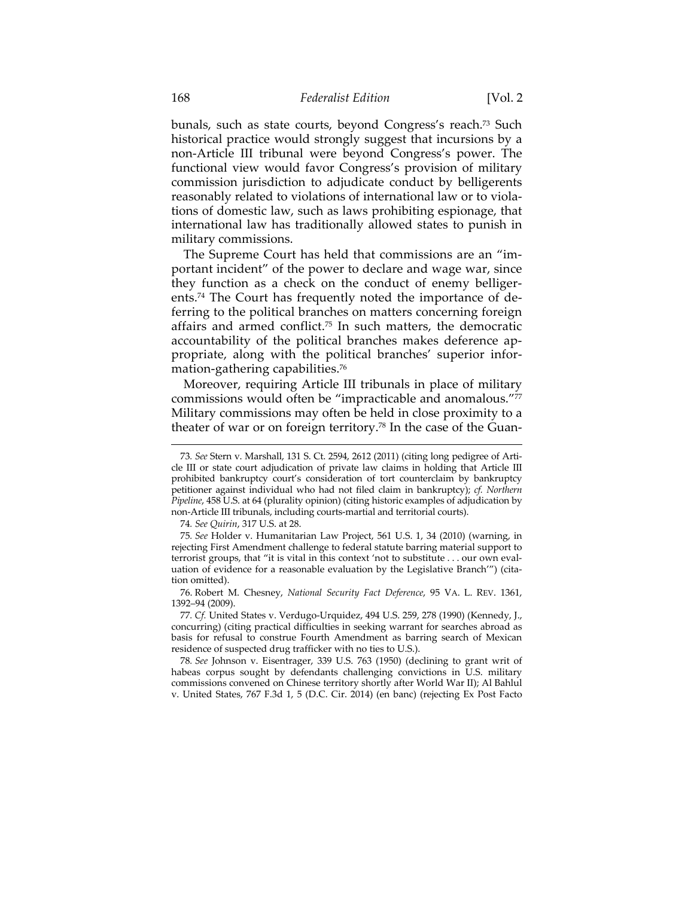bunals, such as state courts, beyond Congress's reach.[73] Such historical practice would strongly suggest that incursions by a non-Article III tribunal were beyond Congress's power. The functional view would favor Congress's provision of military commission jurisdiction to adjudicate conduct by belligerents reasonably related to violations of international law or to violations of domestic law, such as laws prohibiting espionage, that international law has traditionally allowed states to punish in military commissions.

The Supreme Court has held that commissions are an "important incident" of the power to declare and wage war, since they function as a check on the conduct of enemy belligerents.[74] The Court has frequently noted the importance of deferring to the political branches on matters concerning foreign affairs and armed conflict.[75] In such matters, the democratic accountability of the political branches makes deference appropriate, along with the political branches' superior information-gathering capabilities.[76]

Moreover, requiring Article III tribunals in place of military commissions would often be "impracticable and anomalous."[77] Military commissions may often be held in close proximity to a theater of war or on foreign territory.[78] In the case of the Guan-

---

73. *See* Stern v. Marshall, 131 S. Ct. 2594, 2612 (2011) (citing long pedigree of Article III or state court adjudication of private law claims in holding that Article III prohibited bankruptcy court's consideration of tort counterclaim by bankruptcy petitioner against individual who had not filed claim in bankruptcy); *cf. Northern Pipeline*, 458 U.S. at 64 (plurality opinion) (citing historic examples of adjudication by non-Article III tribunals, including courts-martial and territorial courts).

74. *See Quirin*, 317 U.S. at 28.

75. *See* Holder v. Humanitarian Law Project, 561 U.S. 1, 34 (2010) (warning, in rejecting First Amendment challenge to federal statute barring material support to terrorist groups, that "it is vital in this context 'not to substitute . . . our own evaluation of evidence for a reasonable evaluation by the Legislative Branch'") (citation omitted).

76. Robert M. Chesney, *National Security Fact Deference*, 95 VA. L. REV. 1361, 1392–94 (2009).

77. *Cf.* United States v. Verdugo-Urquidez, 494 U.S. 259, 278 (1990) (Kennedy, J., concurring) (citing practical difficulties in seeking warrant for searches abroad as basis for refusal to construe Fourth Amendment as barring search of Mexican residence of suspected drug trafficker with no ties to U.S.).

78. *See* Johnson v. Eisentrager, 339 U.S. 763 (1950) (declining to grant writ of habeas corpus sought by defendants challenging convictions in U.S. military commissions convened on Chinese territory shortly after World War II); Al Bahlul v. United States, 767 F.3d 1, 5 (D.C. Cir. 2014) (en banc) (rejecting Ex Post Facto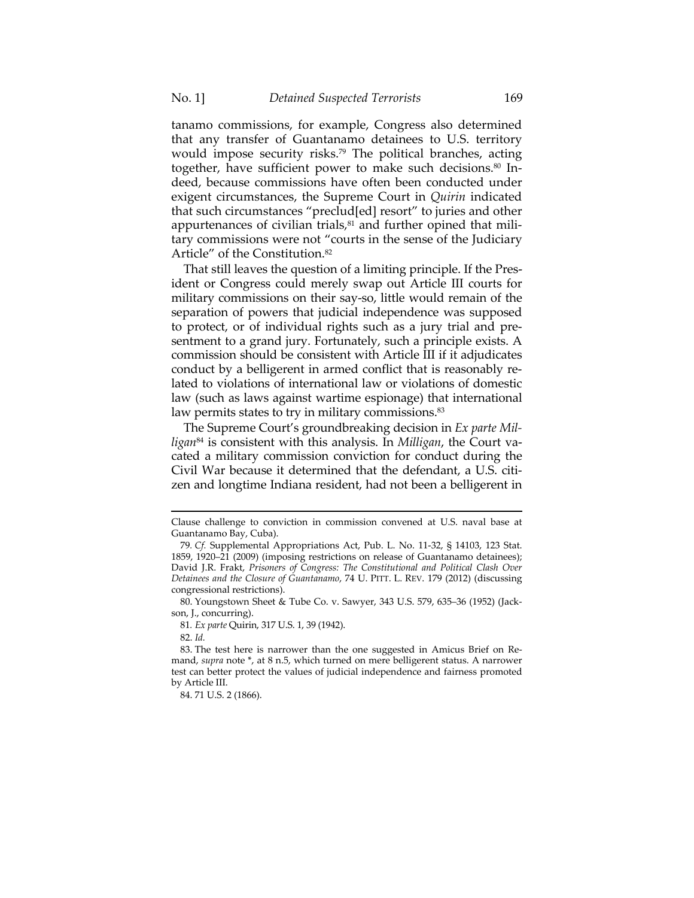tanamo commissions, for example, Congress also determined that any transfer of Guantanamo detainees to U.S. territory would impose security risks.[79] The political branches, acting together, have sufficient power to make such decisions.[80] Indeed, because commissions have often been conducted under exigent circumstances, the Supreme Court in *Quirin* indicated that such circumstances "preclud[ed] resort" to juries and other appurtenances of civilian trials,[81] and further opined that military commissions were not "courts in the sense of the Judiciary Article" of the Constitution.[82]

That still leaves the question of a limiting principle. If the President or Congress could merely swap out Article III courts for military commissions on their say-so, little would remain of the separation of powers that judicial independence was supposed to protect, or of individual rights such as a jury trial and presentment to a grand jury. Fortunately, such a principle exists. A commission should be consistent with Article III if it adjudicates conduct by a belligerent in armed conflict that is reasonably related to violations of international law or violations of domestic law (such as laws against wartime espionage) that international law permits states to try in military commissions.[83]

The Supreme Court's groundbreaking decision in *Ex parte Milligan*[84] is consistent with this analysis. In *Milligan*, the Court vacated a military commission conviction for conduct during the Civil War because it determined that the defendant, a U.S. citizen and longtime Indiana resident, had not been a belligerent in

---

Clause challenge to conviction in commission convened at U.S. naval base at Guantanamo Bay, Cuba).

79. *Cf.* Supplemental Appropriations Act, Pub. L. No. 11-32, § 14103, 123 Stat. 1859, 1920–21 (2009) (imposing restrictions on release of Guantanamo detainees); David J.R. Frakt, *Prisoners of Congress: The Constitutional and Political Clash Over Detainees and the Closure of Guantanamo*, 74 U. PITT. L. REV. 179 (2012) (discussing congressional restrictions).

80. Youngstown Sheet & Tube Co. v. Sawyer, 343 U.S. 579, 635–36 (1952) (Jackson, J., concurring).

81. *Ex parte* Quirin, 317 U.S. 1, 39 (1942).

82. *Id.*

83. The test here is narrower than the one suggested in Amicus Brief on Remand, *supra* note *, at 8 n.5, which turned on mere belligerent status. A narrower test can better protect the values of judicial independence and fairness promoted by Article III.

84. 71 U.S. 2 (1866).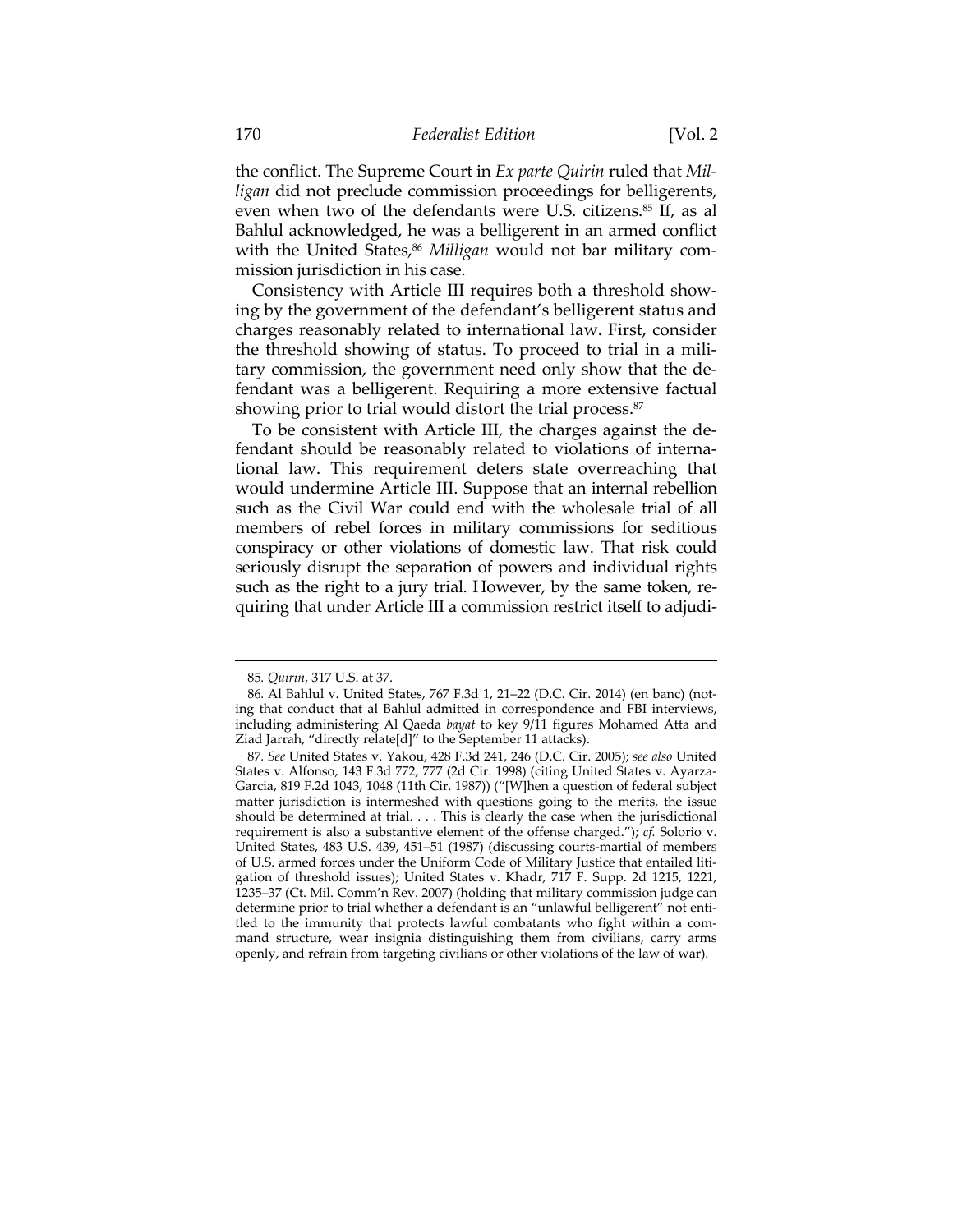the conflict. The Supreme Court in *Ex parte Quirin* ruled that *Milligan* did not preclude commission proceedings for belligerents, even when two of the defendants were U.S. citizens.[85] If, as al Bahlul acknowledged, he was a belligerent in an armed conflict with the United States,[86] *Milligan* would not bar military commission jurisdiction in his case.

Consistency with Article III requires both a threshold showing by the government of the defendant's belligerent status and charges reasonably related to international law. First, consider the threshold showing of status. To proceed to trial in a military commission, the government need only show that the defendant was a belligerent. Requiring a more extensive factual showing prior to trial would distort the trial process.[87]

To be consistent with Article III, the charges against the defendant should be reasonably related to violations of international law. This requirement deters state overreaching that would undermine Article III. Suppose that an internal rebellion such as the Civil War could end with the wholesale trial of all members of rebel forces in military commissions for seditious conspiracy or other violations of domestic law. That risk could seriously disrupt the separation of powers and individual rights such as the right to a jury trial. However, by the same token, requiring that under Article III a commission restrict itself to adjudi-

---

85. *Quirin*, 317 U.S. at 37.

86. Al Bahlul v. United States, 767 F.3d 1, 21–22 (D.C. Cir. 2014) (en banc) (noting that conduct that al Bahlul admitted in correspondence and FBI interviews, including administering Al Qaeda *bayat* to key 9/11 figures Mohamed Atta and Ziad Jarrah, "directly relate[d]" to the September 11 attacks).

87. *See* United States v. Yakou, 428 F.3d 241, 246 (D.C. Cir. 2005); *see also* United States v. Alfonso, 143 F.3d 772, 777 (2d Cir. 1998) (citing United States v. Ayarza-Garcia, 819 F.2d 1043, 1048 (11th Cir. 1987)) ("[W]hen a question of federal subject matter jurisdiction is intermeshed with questions going to the merits, the issue should be determined at trial. . . . This is clearly the case when the jurisdictional requirement is also a substantive element of the offense charged."); *cf.* Solorio v. United States, 483 U.S. 439, 451–51 (1987) (discussing courts-martial of members of U.S. armed forces under the Uniform Code of Military Justice that entailed litigation of threshold issues); United States v. Khadr, 717 F. Supp. 2d 1215, 1221, 1235–37 (Ct. Mil. Comm'n Rev. 2007) (holding that military commission judge can determine prior to trial whether a defendant is an "unlawful belligerent" not entitled to the immunity that protects lawful combatants who fight within a command structure, wear insignia distinguishing them from civilians, carry arms openly, and refrain from targeting civilians or other violations of the law of war).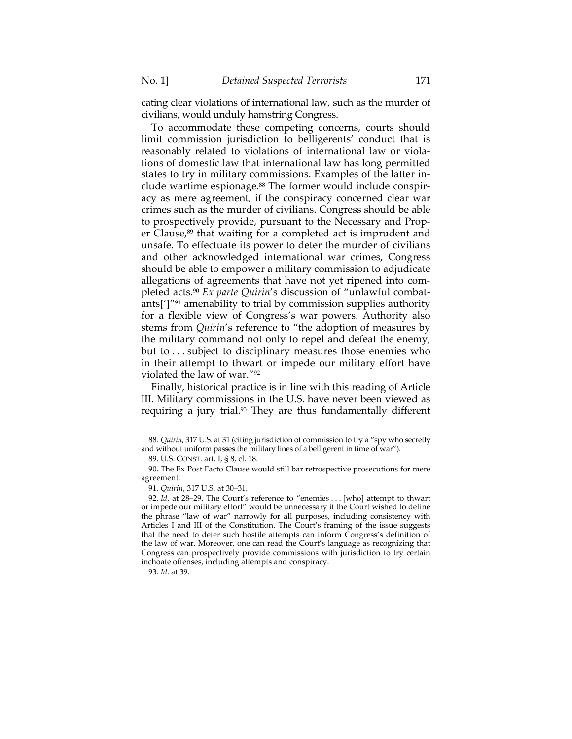cating clear violations of international law, such as the murder of civilians, would unduly hamstring Congress.

To accommodate these competing concerns, courts should limit commission jurisdiction to belligerents' conduct that is reasonably related to violations of international law or violations of domestic law that international law has long permitted states to try in military commissions. Examples of the latter include wartime espionage.[88] The former would include conspiracy as mere agreement, if the conspiracy concerned clear war crimes such as the murder of civilians. Congress should be able to prospectively provide, pursuant to the Necessary and Proper Clause,[89] that waiting for a completed act is imprudent and unsafe. To effectuate its power to deter the murder of civilians and other acknowledged international war crimes, Congress should be able to empower a military commission to adjudicate allegations of agreements that have not yet ripened into completed acts.[90] *Ex parte Quirin*'s discussion of "unlawful combatants[']"[91] amenability to trial by commission supplies authority for a flexible view of Congress's war powers. Authority also stems from *Quirin*'s reference to "the adoption of measures by the military command not only to repel and defeat the enemy, but to . . . subject to disciplinary measures those enemies who in their attempt to thwart or impede our military effort have violated the law of war."[92]

Finally, historical practice is in line with this reading of Article III. Military commissions in the U.S. have never been viewed as requiring a jury trial.[93] They are thus fundamentally different

---

88. *Quirin*, 317 U.S. at 31 (citing jurisdiction of commission to try a "spy who secretly and without uniform passes the military lines of a belligerent in time of war").

89. U.S. CONST. art. I, § 8, cl. 18.

90. The Ex Post Facto Clause would still bar retrospective prosecutions for mere agreement.

91. *Quirin*, 317 U.S. at 30–31.

92. *Id*. at 28–29. The Court's reference to "enemies . . . [who] attempt to thwart or impede our military effort" would be unnecessary if the Court wished to define the phrase "law of war" narrowly for all purposes, including consistency with Articles I and III of the Constitution. The Court's framing of the issue suggests that the need to deter such hostile attempts can inform Congress's definition of the law of war. Moreover, one can read the Court's language as recognizing that Congress can prospectively provide commissions with jurisdiction to try certain inchoate offenses, including attempts and conspiracy.

93. *Id*. at 39.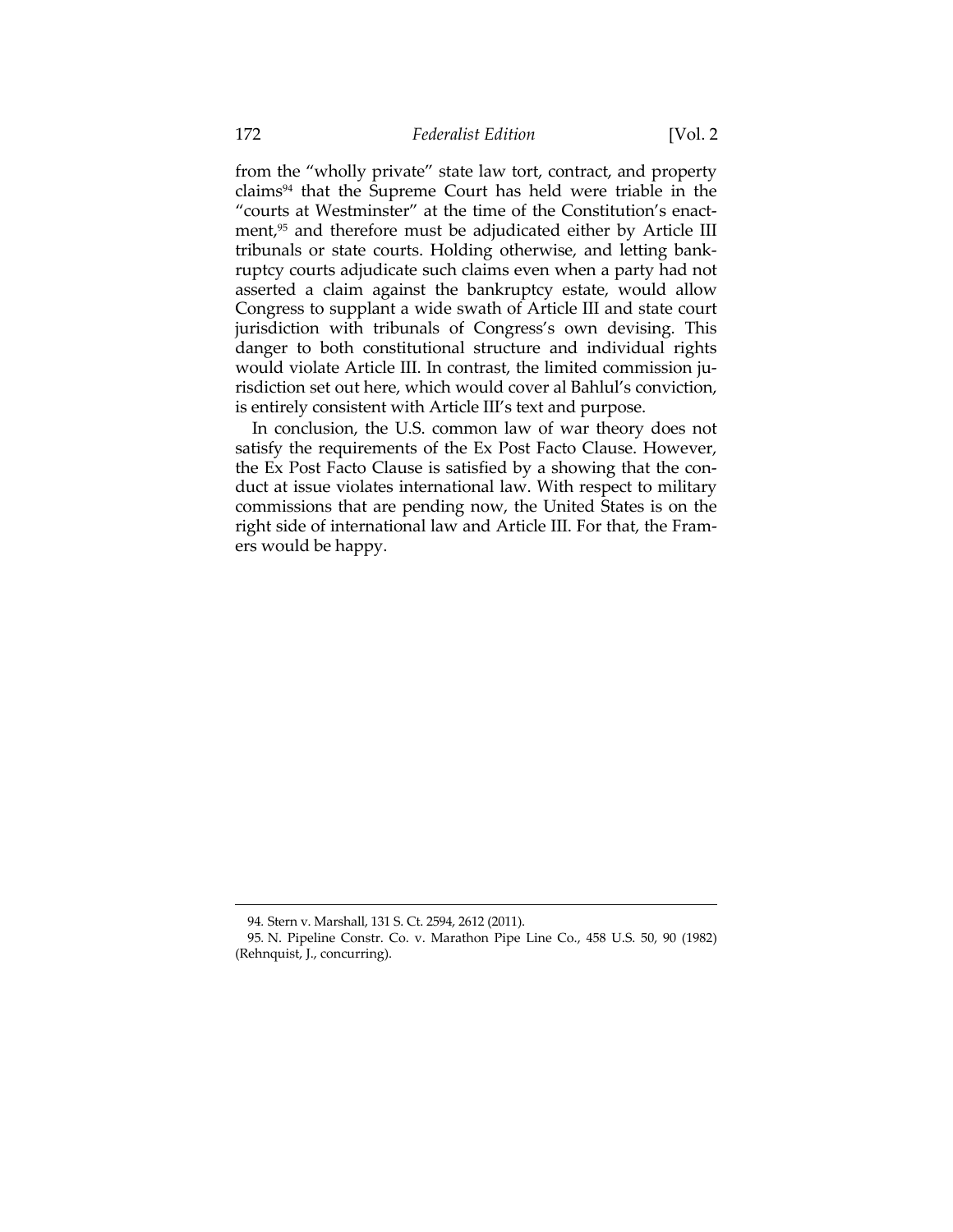from the "wholly private" state law tort, contract, and property claims[94] that the Supreme Court has held were triable in the "courts at Westminster" at the time of the Constitution's enactment,[95] and therefore must be adjudicated either by Article III tribunals or state courts. Holding otherwise, and letting bankruptcy courts adjudicate such claims even when a party had not asserted a claim against the bankruptcy estate, would allow Congress to supplant a wide swath of Article III and state court jurisdiction with tribunals of Congress's own devising. This danger to both constitutional structure and individual rights would violate Article III. In contrast, the limited commission jurisdiction set out here, which would cover al Bahlul's conviction, is entirely consistent with Article III's text and purpose.

In conclusion, the U.S. common law of war theory does not satisfy the requirements of the Ex Post Facto Clause. However, the Ex Post Facto Clause is satisfied by a showing that the conduct at issue violates international law. With respect to military commissions that are pending now, the United States is on the right side of international law and Article III. For that, the Framers would be happy.

---

94. Stern v. Marshall, 131 S. Ct. 2594, 2612 (2011).

95. N. Pipeline Constr. Co. v. Marathon Pipe Line Co., 458 U.S. 50, 90 (1982) (Rehnquist, J., concurring).